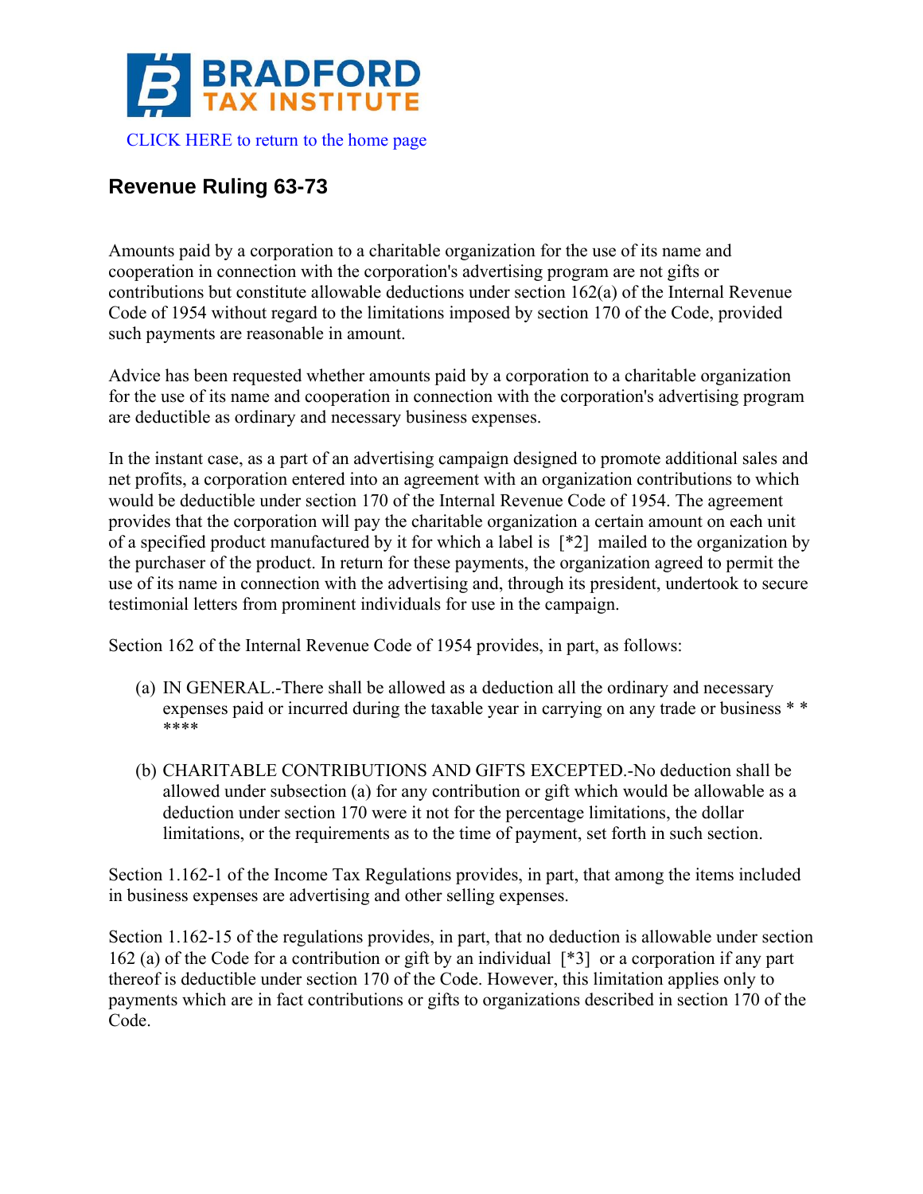BRADFORD TAX INSTITUTE

CLICK HERE to return to the home page

## Revenue Ruling 63-73

Amounts paid by a corporation to a charitable organization for the use of its name and cooperation in connection with the corporation's advertising program are not gifts or contributions but constitute allowable deductions under section 162(a) of the Internal Revenue Code of 1954 without regard to the limitations imposed by section 170 of the Code, provided such payments are reasonable in amount.

Advice has been requested whether amounts paid by a corporation to a charitable organization for the use of its name and cooperation in connection with the corporation's advertising program are deductible as ordinary and necessary business expenses.

In the instant case, as a part of an advertising campaign designed to promote additional sales and net profits, a corporation entered into an agreement with an organization contributions to which would be deductible under section 170 of the Internal Revenue Code of 1954. The agreement provides that the corporation will pay the charitable organization a certain amount on each unit of a specified product manufactured by it for which a label is [*2] mailed to the organization by the purchaser of the product. In return for these payments, the organization agreed to permit the use of its name in connection with the advertising and, through its president, undertook to secure testimonial letters from prominent individuals for use in the campaign.

Section 162 of the Internal Revenue Code of 1954 provides, in part, as follows:

(a) IN GENERAL.-There shall be allowed as a deduction all the ordinary and necessary expenses paid or incurred during the taxable year in carrying on any trade or business * * ****

(b) CHARITABLE CONTRIBUTIONS AND GIFTS EXCEPTED.-No deduction shall be allowed under subsection (a) for any contribution or gift which would be allowable as a deduction under section 170 were it not for the percentage limitations, the dollar limitations, or the requirements as to the time of payment, set forth in such section.

Section 1.162-1 of the Income Tax Regulations provides, in part, that among the items included in business expenses are advertising and other selling expenses.

Section 1.162-15 of the regulations provides, in part, that no deduction is allowable under section 162 (a) of the Code for a contribution or gift by an individual [*3] or a corporation if any part thereof is deductible under section 170 of the Code. However, this limitation applies only to payments which are in fact contributions or gifts to organizations described in section 170 of the Code.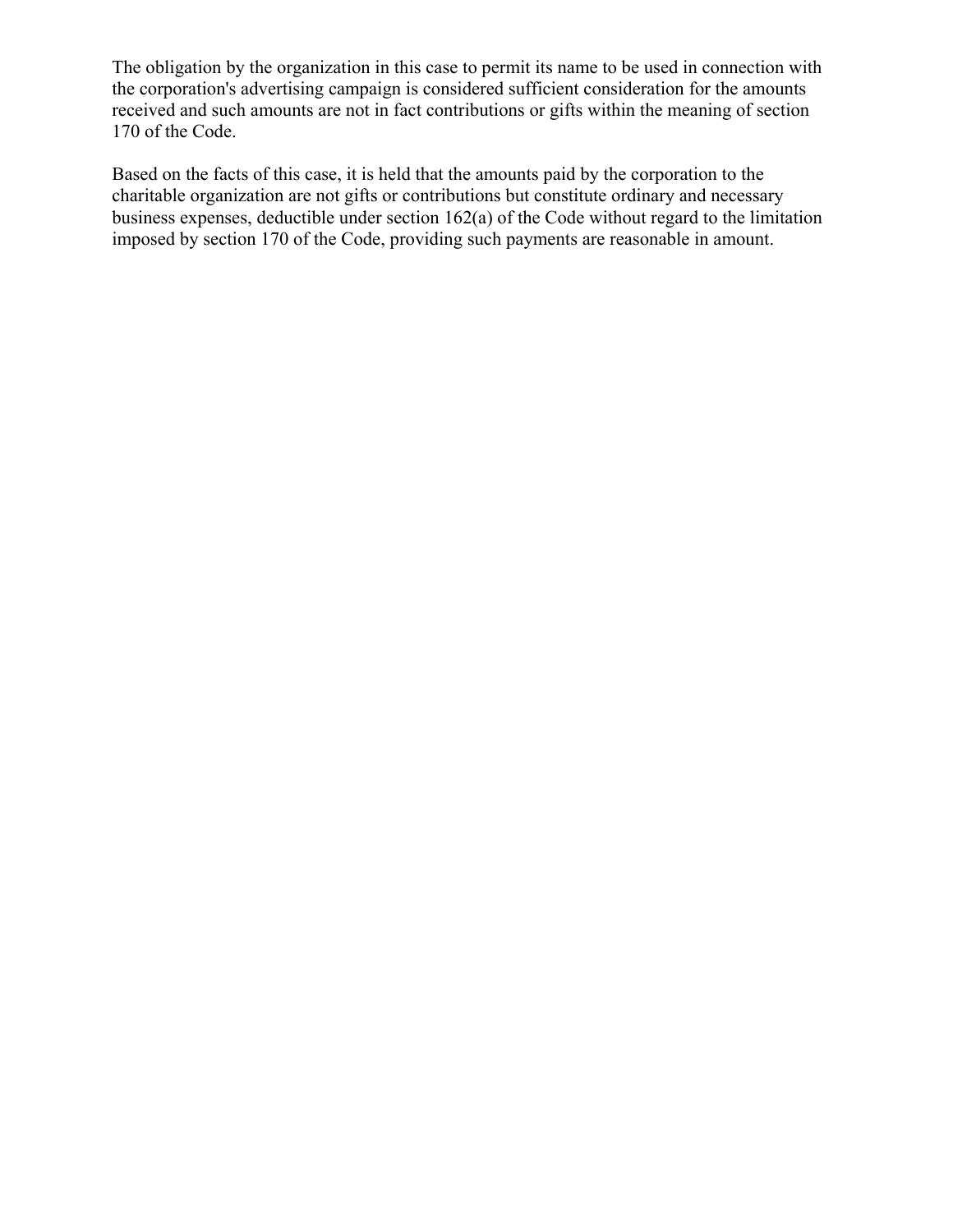The obligation by the organization in this case to permit its name to be used in connection with the corporation's advertising campaign is considered sufficient consideration for the amounts received and such amounts are not in fact contributions or gifts within the meaning of section 170 of the Code.

Based on the facts of this case, it is held that the amounts paid by the corporation to the charitable organization are not gifts or contributions but constitute ordinary and necessary business expenses, deductible under section 162(a) of the Code without regard to the limitation imposed by section 170 of the Code, providing such payments are reasonable in amount.